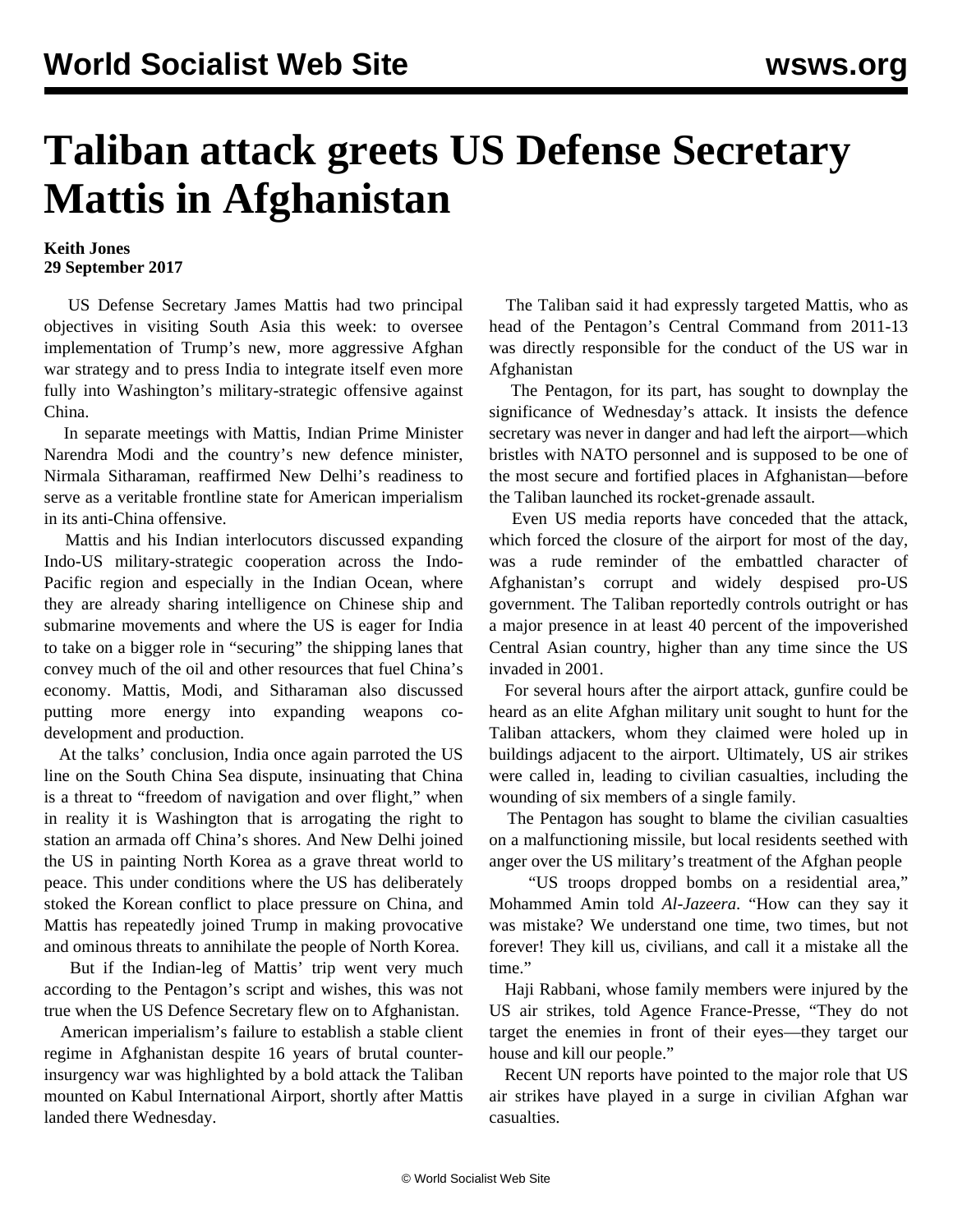# Taliban attack greets US Defense Secretary Mattis in Afghanistan

**Keith Jones**
**29 September 2017**

US Defense Secretary James Mattis had two principal objectives in visiting South Asia this week: to oversee implementation of Trump's new, more aggressive Afghan war strategy and to press India to integrate itself even more fully into Washington's military-strategic offensive against China.

In separate meetings with Mattis, Indian Prime Minister Narendra Modi and the country's new defence minister, Nirmala Sitharaman, reaffirmed New Delhi's readiness to serve as a veritable frontline state for American imperialism in its anti-China offensive.

Mattis and his Indian interlocutors discussed expanding Indo-US military-strategic cooperation across the Indo-Pacific region and especially in the Indian Ocean, where they are already sharing intelligence on Chinese ship and submarine movements and where the US is eager for India to take on a bigger role in "securing" the shipping lanes that convey much of the oil and other resources that fuel China's economy. Mattis, Modi, and Sitharaman also discussed putting more energy into expanding weapons co-development and production.

At the talks' conclusion, India once again parroted the US line on the South China Sea dispute, insinuating that China is a threat to "freedom of navigation and over flight," when in reality it is Washington that is arrogating the right to station an armada off China's shores. And New Delhi joined the US in painting North Korea as a grave threat world to peace. This under conditions where the US has deliberately stoked the Korean conflict to place pressure on China, and Mattis has repeatedly joined Trump in making provocative and ominous threats to annihilate the people of North Korea.

But if the Indian-leg of Mattis' trip went very much according to the Pentagon's script and wishes, this was not true when the US Defence Secretary flew on to Afghanistan.

American imperialism's failure to establish a stable client regime in Afghanistan despite 16 years of brutal counter-insurgency war was highlighted by a bold attack the Taliban mounted on Kabul International Airport, shortly after Mattis landed there Wednesday.

The Taliban said it had expressly targeted Mattis, who as head of the Pentagon's Central Command from 2011-13 was directly responsible for the conduct of the US war in Afghanistan

The Pentagon, for its part, has sought to downplay the significance of Wednesday's attack. It insists the defence secretary was never in danger and had left the airport—which bristles with NATO personnel and is supposed to be one of the most secure and fortified places in Afghanistan—before the Taliban launched its rocket-grenade assault.

Even US media reports have conceded that the attack, which forced the closure of the airport for most of the day, was a rude reminder of the embattled character of Afghanistan's corrupt and widely despised pro-US government. The Taliban reportedly controls outright or has a major presence in at least 40 percent of the impoverished Central Asian country, higher than any time since the US invaded in 2001.

For several hours after the airport attack, gunfire could be heard as an elite Afghan military unit sought to hunt for the Taliban attackers, whom they claimed were holed up in buildings adjacent to the airport. Ultimately, US air strikes were called in, leading to civilian casualties, including the wounding of six members of a single family.

The Pentagon has sought to blame the civilian casualties on a malfunctioning missile, but local residents seethed with anger over the US military's treatment of the Afghan people

"US troops dropped bombs on a residential area," Mohammed Amin told *Al-Jazeera*. "How can they say it was mistake? We understand one time, two times, but not forever! They kill us, civilians, and call it a mistake all the time."

Haji Rabbani, whose family members were injured by the US air strikes, told Agence France-Presse, "They do not target the enemies in front of their eyes—they target our house and kill our people."

Recent UN reports have pointed to the major role that US air strikes have played in a surge in civilian Afghan war casualties.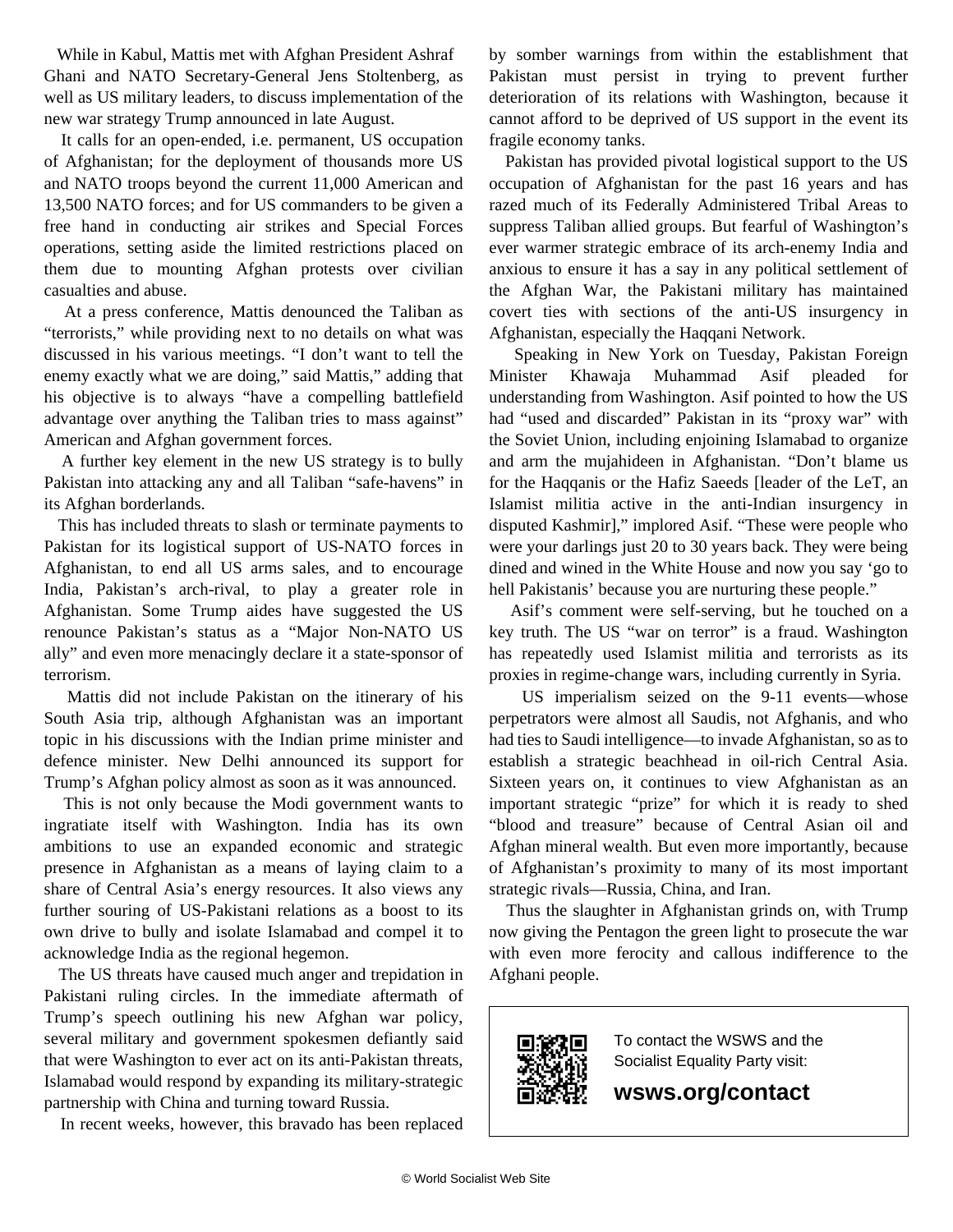While in Kabul, Mattis met with Afghan President Ashraf Ghani and NATO Secretary-General Jens Stoltenberg, as well as US military leaders, to discuss implementation of the new war strategy Trump announced in late August.

It calls for an open-ended, i.e. permanent, US occupation of Afghanistan; for the deployment of thousands more US and NATO troops beyond the current 11,000 American and 13,500 NATO forces; and for US commanders to be given a free hand in conducting air strikes and Special Forces operations, setting aside the limited restrictions placed on them due to mounting Afghan protests over civilian casualties and abuse.

At a press conference, Mattis denounced the Taliban as "terrorists," while providing next to no details on what was discussed in his various meetings. "I don't want to tell the enemy exactly what we are doing," said Mattis," adding that his objective is to always "have a compelling battlefield advantage over anything the Taliban tries to mass against" American and Afghan government forces.

A further key element in the new US strategy is to bully Pakistan into attacking any and all Taliban "safe-havens" in its Afghan borderlands.

This has included threats to slash or terminate payments to Pakistan for its logistical support of US-NATO forces in Afghanistan, to end all US arms sales, and to encourage India, Pakistan's arch-rival, to play a greater role in Afghanistan. Some Trump aides have suggested the US renounce Pakistan's status as a "Major Non-NATO US ally" and even more menacingly declare it a state-sponsor of terrorism.

Mattis did not include Pakistan on the itinerary of his South Asia trip, although Afghanistan was an important topic in his discussions with the Indian prime minister and defence minister. New Delhi announced its support for Trump's Afghan policy almost as soon as it was announced.

This is not only because the Modi government wants to ingratiate itself with Washington. India has its own ambitions to use an expanded economic and strategic presence in Afghanistan as a means of laying claim to a share of Central Asia's energy resources. It also views any further souring of US-Pakistani relations as a boost to its own drive to bully and isolate Islamabad and compel it to acknowledge India as the regional hegemon.

The US threats have caused much anger and trepidation in Pakistani ruling circles. In the immediate aftermath of Trump's speech outlining his new Afghan war policy, several military and government spokesmen defiantly said that were Washington to ever act on its anti-Pakistan threats, Islamabad would respond by expanding its military-strategic partnership with China and turning toward Russia.

In recent weeks, however, this bravado has been replaced by somber warnings from within the establishment that Pakistan must persist in trying to prevent further deterioration of its relations with Washington, because it cannot afford to be deprived of US support in the event its fragile economy tanks.

Pakistan has provided pivotal logistical support to the US occupation of Afghanistan for the past 16 years and has razed much of its Federally Administered Tribal Areas to suppress Taliban allied groups. But fearful of Washington's ever warmer strategic embrace of its arch-enemy India and anxious to ensure it has a say in any political settlement of the Afghan War, the Pakistani military has maintained covert ties with sections of the anti-US insurgency in Afghanistan, especially the Haqqani Network.

Speaking in New York on Tuesday, Pakistan Foreign Minister Khawaja Muhammad Asif pleaded for understanding from Washington. Asif pointed to how the US had "used and discarded" Pakistan in its "proxy war" with the Soviet Union, including enjoining Islamabad to organize and arm the mujahideen in Afghanistan. "Don't blame us for the Haqqanis or the Hafiz Saeeds [leader of the LeT, an Islamist militia active in the anti-Indian insurgency in disputed Kashmir]," implored Asif. "These were people who were your darlings just 20 to 30 years back. They were being dined and wined in the White House and now you say 'go to hell Pakistanis' because you are nurturing these people."

Asif's comment were self-serving, but he touched on a key truth. The US "war on terror" is a fraud. Washington has repeatedly used Islamist militia and terrorists as its proxies in regime-change wars, including currently in Syria.

US imperialism seized on the 9-11 events—whose perpetrators were almost all Saudis, not Afghanis, and who had ties to Saudi intelligence—to invade Afghanistan, so as to establish a strategic beachhead in oil-rich Central Asia. Sixteen years on, it continues to view Afghanistan as an important strategic "prize" for which it is ready to shed "blood and treasure" because of Central Asian oil and Afghan mineral wealth. But even more importantly, because of Afghanistan's proximity to many of its most important strategic rivals—Russia, China, and Iran.

Thus the slaughter in Afghanistan grinds on, with Trump now giving the Pentagon the green light to prosecute the war with even more ferocity and callous indifference to the Afghani people.

To contact the WSWS and the Socialist Equality Party visit:

**wsws.org/contact**